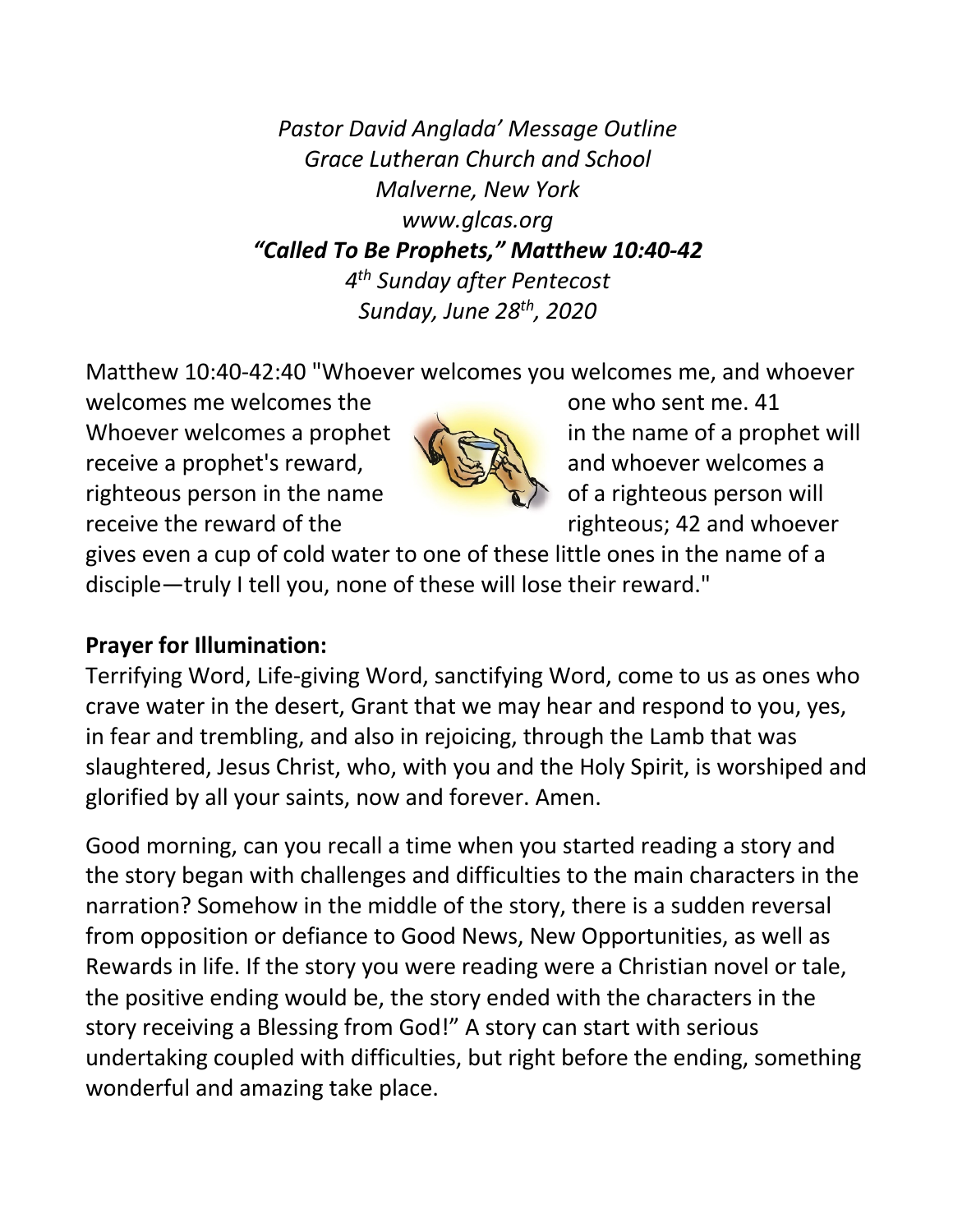*Pastor David Anglada' Message Outline*
*Grace Lutheran Church and School*
*Malverne, New York*
*www.glcas.org*
***"Called To Be Prophets," Matthew 10:40-42***
*4th Sunday after Pentecost*
*Sunday, June 28th, 2020*

Matthew 10:40-42:40 "Whoever welcomes you welcomes me, and whoever welcomes me welcomes the one who sent me. 41 Whoever welcomes a prophet in the name of a prophet will receive a prophet's reward, and whoever welcomes a righteous person in the name of a righteous person will receive the reward of the righteous; 42 and whoever gives even a cup of cold water to one of these little ones in the name of a disciple—truly I tell you, none of these will lose their reward."

**Prayer for Illumination:**

Terrifying Word, Life-giving Word, sanctifying Word, come to us as ones who crave water in the desert, Grant that we may hear and respond to you, yes, in fear and trembling, and also in rejoicing, through the Lamb that was slaughtered, Jesus Christ, who, with you and the Holy Spirit, is worshiped and glorified by all your saints, now and forever. Amen.

Good morning, can you recall a time when you started reading a story and the story began with challenges and difficulties to the main characters in the narration? Somehow in the middle of the story, there is a sudden reversal from opposition or defiance to Good News, New Opportunities, as well as Rewards in life. If the story you were reading were a Christian novel or tale, the positive ending would be, the story ended with the characters in the story receiving a Blessing from God!" A story can start with serious undertaking coupled with difficulties, but right before the ending, something wonderful and amazing take place.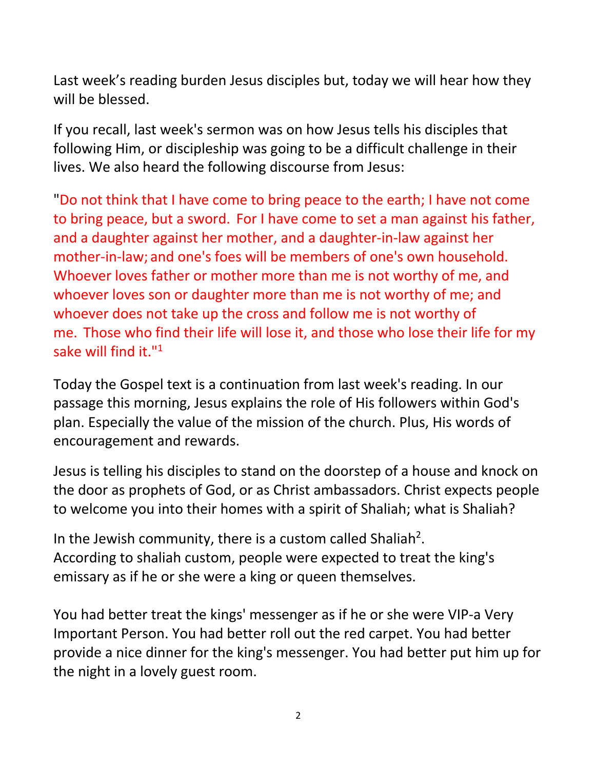Last week's reading burden Jesus disciples but, today we will hear how they will be blessed.

If you recall, last week's sermon was on how Jesus tells his disciples that following Him, or discipleship was going to be a difficult challenge in their lives. We also heard the following discourse from Jesus:

"Do not think that I have come to bring peace to the earth; I have not come to bring peace, but a sword. For I have come to set a man against his father, and a daughter against her mother, and a daughter-in-law against her mother-in-law; and one's foes will be members of one's own household. Whoever loves father or mother more than me is not worthy of me, and whoever loves son or daughter more than me is not worthy of me; and whoever does not take up the cross and follow me is not worthy of me. Those who find their life will lose it, and those who lose their life for my sake will find it."[1]

Today the Gospel text is a continuation from last week's reading. In our passage this morning, Jesus explains the role of His followers within God's plan. Especially the value of the mission of the church. Plus, His words of encouragement and rewards.

Jesus is telling his disciples to stand on the doorstep of a house and knock on the door as prophets of God, or as Christ ambassadors. Christ expects people to welcome you into their homes with a spirit of Shaliah; what is Shaliah?

In the Jewish community, there is a custom called Shaliah[2]. According to shaliah custom, people were expected to treat the king's emissary as if he or she were a king or queen themselves.

You had better treat the kings' messenger as if he or she were VIP-a Very Important Person. You had better roll out the red carpet. You had better provide a nice dinner for the king's messenger. You had better put him up for the night in a lovely guest room.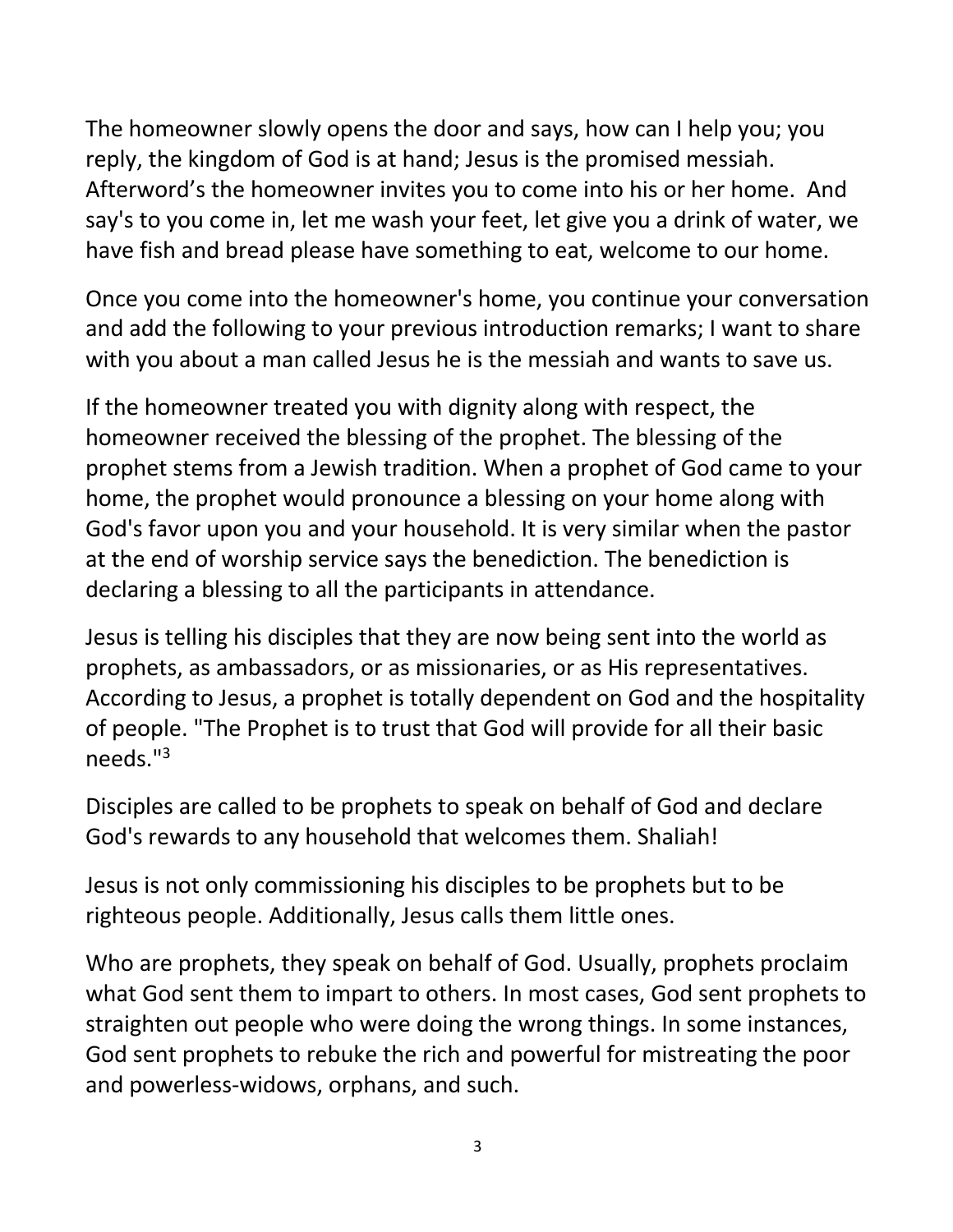The homeowner slowly opens the door and says, how can I help you; you reply, the kingdom of God is at hand; Jesus is the promised messiah. Afterword's the homeowner invites you to come into his or her home. And say's to you come in, let me wash your feet, let give you a drink of water, we have fish and bread please have something to eat, welcome to our home.

Once you come into the homeowner's home, you continue your conversation and add the following to your previous introduction remarks; I want to share with you about a man called Jesus he is the messiah and wants to save us.

If the homeowner treated you with dignity along with respect, the homeowner received the blessing of the prophet. The blessing of the prophet stems from a Jewish tradition. When a prophet of God came to your home, the prophet would pronounce a blessing on your home along with God's favor upon you and your household. It is very similar when the pastor at the end of worship service says the benediction. The benediction is declaring a blessing to all the participants in attendance.

Jesus is telling his disciples that they are now being sent into the world as prophets, as ambassadors, or as missionaries, or as His representatives. According to Jesus, a prophet is totally dependent on God and the hospitality of people. "The Prophet is to trust that God will provide for all their basic needs."[3]

Disciples are called to be prophets to speak on behalf of God and declare God's rewards to any household that welcomes them. Shaliah!

Jesus is not only commissioning his disciples to be prophets but to be righteous people. Additionally, Jesus calls them little ones.

Who are prophets, they speak on behalf of God. Usually, prophets proclaim what God sent them to impart to others. In most cases, God sent prophets to straighten out people who were doing the wrong things. In some instances, God sent prophets to rebuke the rich and powerful for mistreating the poor and powerless-widows, orphans, and such.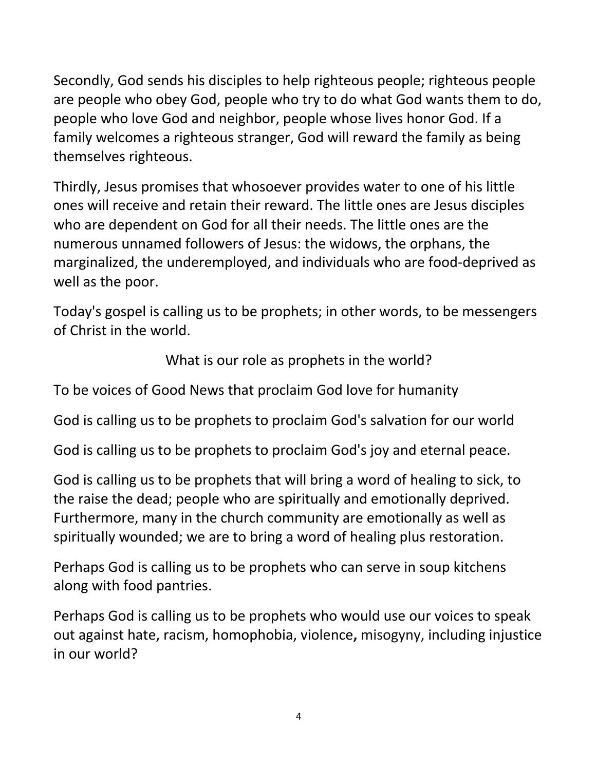Secondly, God sends his disciples to help righteous people; righteous people are people who obey God, people who try to do what God wants them to do, people who love God and neighbor, people whose lives honor God. If a family welcomes a righteous stranger, God will reward the family as being themselves righteous.

Thirdly, Jesus promises that whosoever provides water to one of his little ones will receive and retain their reward. The little ones are Jesus disciples who are dependent on God for all their needs. The little ones are the numerous unnamed followers of Jesus: the widows, the orphans, the marginalized, the underemployed, and individuals who are food-deprived as well as the poor.

Today's gospel is calling us to be prophets; in other words, to be messengers of Christ in the world.

What is our role as prophets in the world?

To be voices of Good News that proclaim God love for humanity

God is calling us to be prophets to proclaim God's salvation for our world

God is calling us to be prophets to proclaim God's joy and eternal peace.

God is calling us to be prophets that will bring a word of healing to sick, to the raise the dead; people who are spiritually and emotionally deprived. Furthermore, many in the church community are emotionally as well as spiritually wounded; we are to bring a word of healing plus restoration.

Perhaps God is calling us to be prophets who can serve in soup kitchens along with food pantries.

Perhaps God is calling us to be prophets who would use our voices to speak out against hate, racism, homophobia, violence**,** misogyny, including injustice in our world?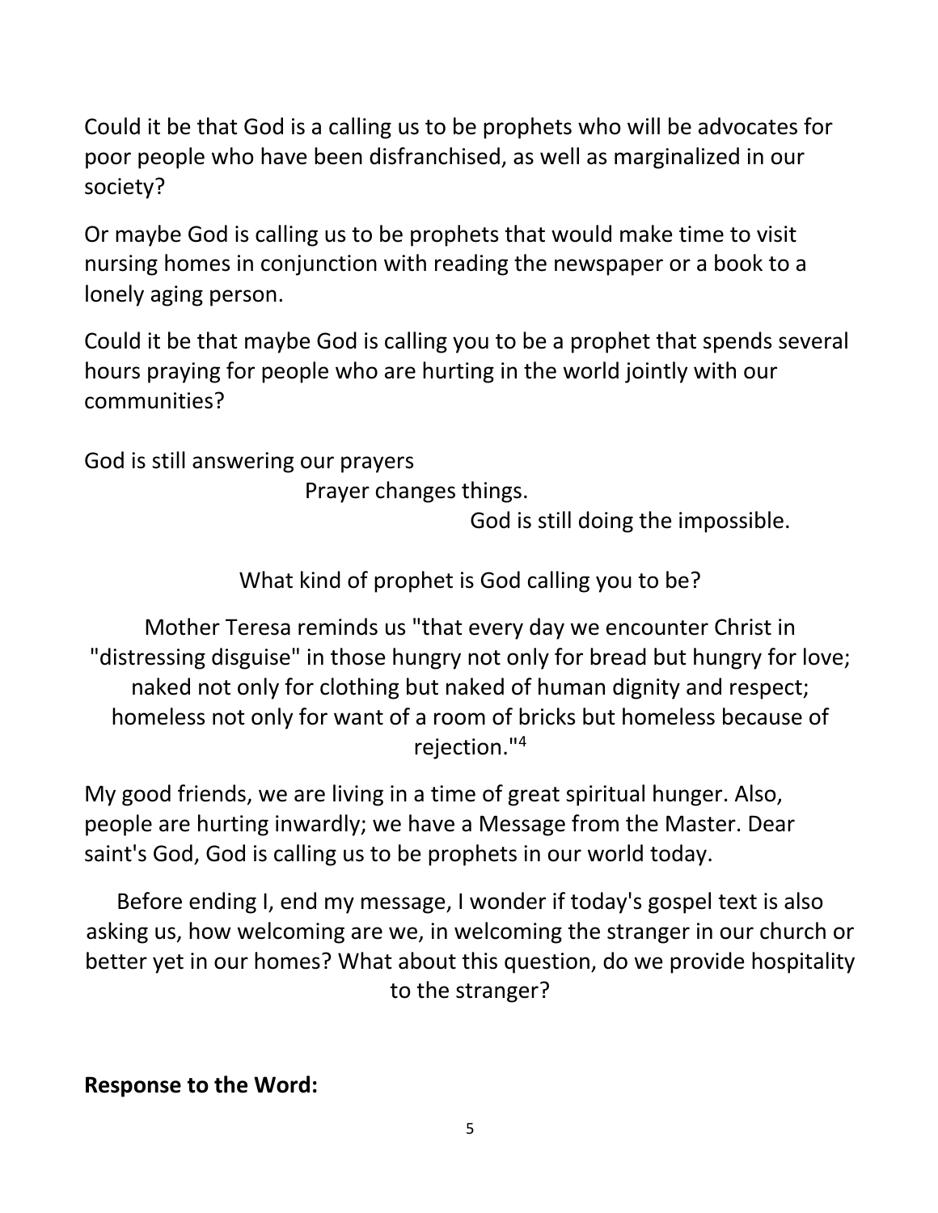Could it be that God is a calling us to be prophets who will be advocates for poor people who have been disfranchised, as well as marginalized in our society?

Or maybe God is calling us to be prophets that would make time to visit nursing homes in conjunction with reading the newspaper or a book to a lonely aging person.

Could it be that maybe God is calling you to be a prophet that spends several hours praying for people who are hurting in the world jointly with our communities?

God is still answering our prayers

Prayer changes things.

God is still doing the impossible.

What kind of prophet is God calling you to be?

Mother Teresa reminds us "that every day we encounter Christ in "distressing disguise" in those hungry not only for bread but hungry for love; naked not only for clothing but naked of human dignity and respect; homeless not only for want of a room of bricks but homeless because of rejection."[4]

My good friends, we are living in a time of great spiritual hunger. Also, people are hurting inwardly; we have a Message from the Master. Dear saint's God, God is calling us to be prophets in our world today.

Before ending I, end my message, I wonder if today's gospel text is also asking us, how welcoming are we, in welcoming the stranger in our church or better yet in our homes? What about this question, do we provide hospitality to the stranger?

**Response to the Word:**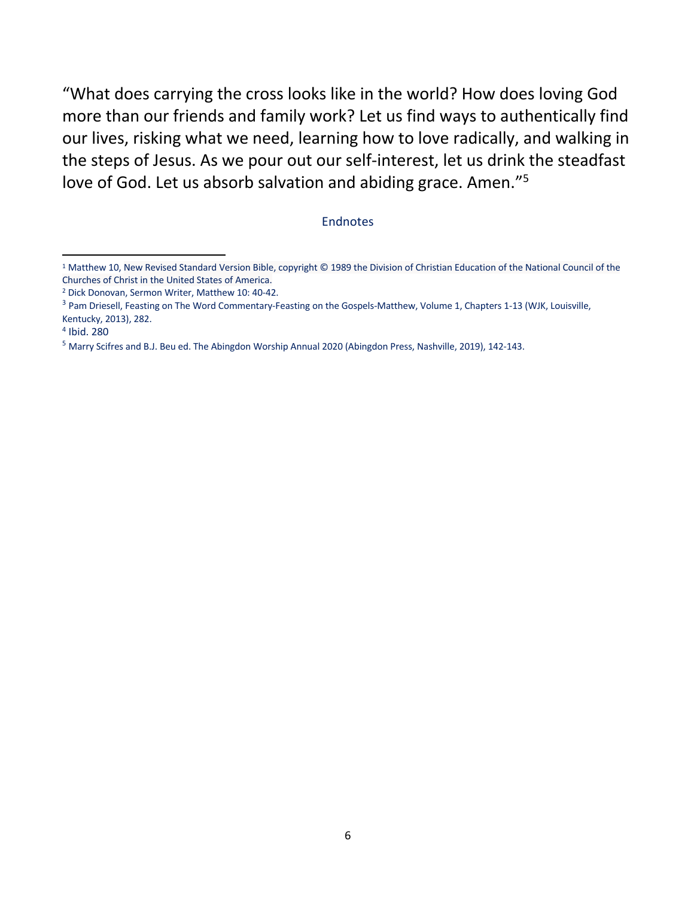"What does carrying the cross looks like in the world? How does loving God more than our friends and family work? Let us find ways to authentically find our lives, risking what we need, learning how to love radically, and walking in the steps of Jesus. As we pour out our self-interest, let us drink the steadfast love of God. Let us absorb salvation and abiding grace. Amen."[5]

## Endnotes

[1] Matthew 10, New Revised Standard Version Bible, copyright © 1989 the Division of Christian Education of the National Council of the Churches of Christ in the United States of America.

[2] Dick Donovan, Sermon Writer, Matthew 10: 40-42.

[3] Pam Driesell, Feasting on The Word Commentary-Feasting on the Gospels-Matthew, Volume 1, Chapters 1-13 (WJK, Louisville, Kentucky, 2013), 282.

[4] Ibid. 280

[5] Marry Scifres and B.J. Beu ed. The Abingdon Worship Annual 2020 (Abingdon Press, Nashville, 2019), 142-143.